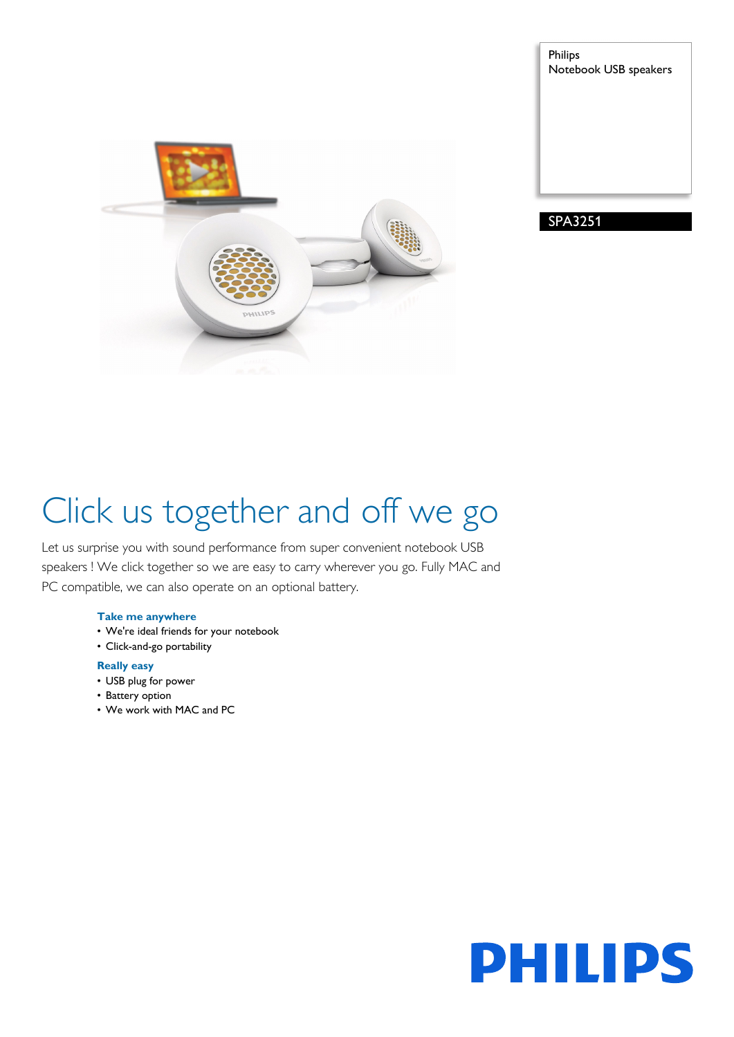Philips
Notebook USB speakers

SPA3251

# Click us together and off we go

Let us surprise you with sound performance from super convenient notebook USB speakers ! We click together so we are easy to carry wherever you go. Fully MAC and PC compatible, we can also operate on an optional battery.

**Take me anywhere**
- We're ideal friends for your notebook
- Click-and-go portability

**Really easy**
- USB plug for power
- Battery option
- We work with MAC and PC

PHILIPS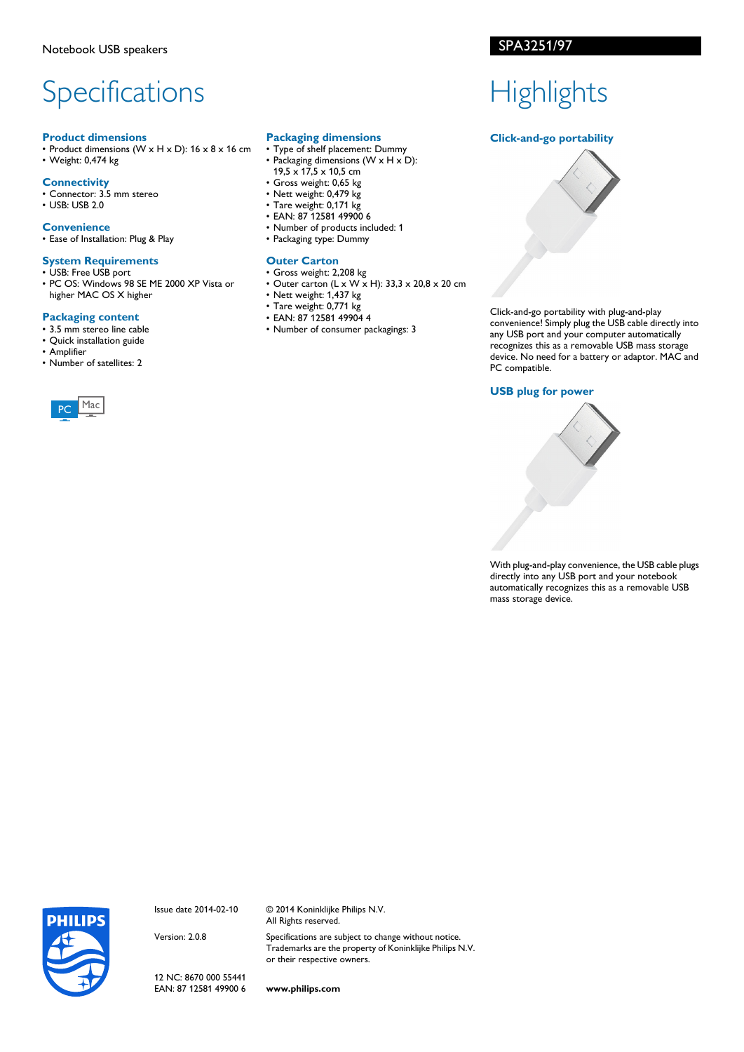Notebook USB speakers

SPA3251/97

# Specifications

### Product dimensions
- Product dimensions (W x H x D): 16 x 8 x 16 cm
- Weight: 0,474 kg

### Connectivity
- Connector: 3.5 mm stereo
- USB: USB 2.0

### Convenience
- Ease of Installation: Plug & Play

### System Requirements
- USB: Free USB port
- PC OS: Windows 98 SE ME 2000 XP Vista or higher MAC OS X higher

### Packaging content
- 3.5 mm stereo line cable
- Quick installation guide
- Amplifier
- Number of satellites: 2

PC Mac

### Packaging dimensions
- Type of shelf placement: Dummy
- Packaging dimensions (W x H x D): 19,5 x 17,5 x 10,5 cm
- Gross weight: 0,65 kg
- Nett weight: 0,479 kg
- Tare weight: 0,171 kg
- EAN: 87 12581 49900 6
- Number of products included: 1
- Packaging type: Dummy

### Outer Carton
- Gross weight: 2,208 kg
- Outer carton (L x W x H): 33,3 x 20,8 x 20 cm
- Nett weight: 1,437 kg
- Tare weight: 0,771 kg
- EAN: 87 12581 49904 4
- Number of consumer packagings: 3

# Highlights

### Click-and-go portability

Click-and-go portability with plug-and-play convenience! Simply plug the USB cable directly into any USB port and your computer automatically recognizes this as a removable USB mass storage device. No need for a battery or adaptor. MAC and PC compatible.

### USB plug for power

With plug-and-play convenience, the USB cable plugs directly into any USB port and your notebook automatically recognizes this as a removable USB mass storage device.

Issue date 2014-02-10

Version: 2.0.8

12 NC: 8670 000 55441
EAN: 87 12581 49900 6

© 2014 Koninklijke Philips N.V.
All Rights reserved.

Specifications are subject to change without notice. Trademarks are the property of Koninklijke Philips N.V. or their respective owners.

**www.philips.com**